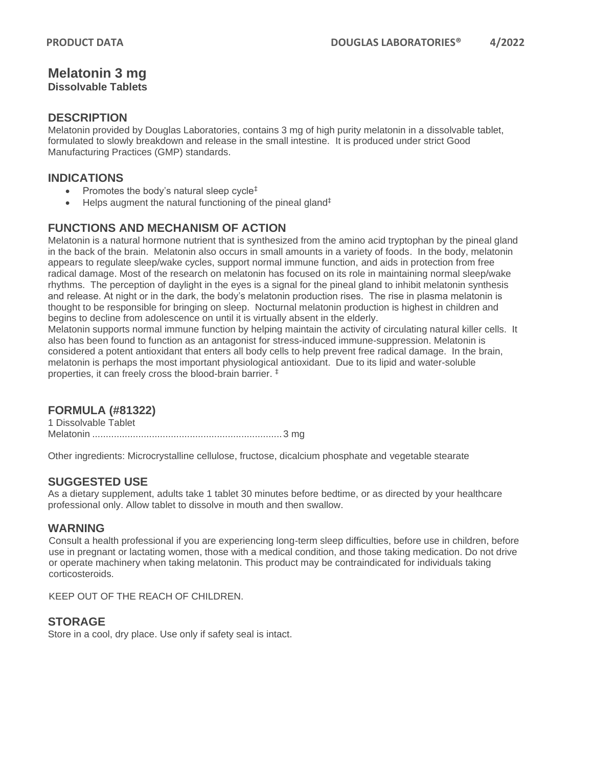**PRODUCT DATA** **DOUGLAS LABORATORIES® 4/2022**

# Melatonin 3 mg

**Dissolvable Tablets**

## DESCRIPTION

Melatonin provided by Douglas Laboratories, contains 3 mg of high purity melatonin in a dissolvable tablet, formulated to slowly breakdown and release in the small intestine. It is produced under strict Good Manufacturing Practices (GMP) standards.

## INDICATIONS

- Promotes the body's natural sleep cycle‡
- Helps augment the natural functioning of the pineal gland‡

## FUNCTIONS AND MECHANISM OF ACTION

Melatonin is a natural hormone nutrient that is synthesized from the amino acid tryptophan by the pineal gland in the back of the brain. Melatonin also occurs in small amounts in a variety of foods. In the body, melatonin appears to regulate sleep/wake cycles, support normal immune function, and aids in protection from free radical damage. Most of the research on melatonin has focused on its role in maintaining normal sleep/wake rhythms. The perception of daylight in the eyes is a signal for the pineal gland to inhibit melatonin synthesis and release. At night or in the dark, the body's melatonin production rises. The rise in plasma melatonin is thought to be responsible for bringing on sleep. Nocturnal melatonin production is highest in children and begins to decline from adolescence on until it is virtually absent in the elderly.

Melatonin supports normal immune function by helping maintain the activity of circulating natural killer cells. It also has been found to function as an antagonist for stress-induced immune-suppression. Melatonin is considered a potent antioxidant that enters all body cells to help prevent free radical damage. In the brain, melatonin is perhaps the most important physiological antioxidant. Due to its lipid and water-soluble properties, it can freely cross the blood-brain barrier. ‡

## FORMULA (#81322)

1 Dissolvable Tablet

Melatonin ...................................................................... 3 mg

Other ingredients: Microcrystalline cellulose, fructose, dicalcium phosphate and vegetable stearate

## SUGGESTED USE

As a dietary supplement, adults take 1 tablet 30 minutes before bedtime, or as directed by your healthcare professional only. Allow tablet to dissolve in mouth and then swallow.

## WARNING

Consult a health professional if you are experiencing long-term sleep difficulties, before use in children, before use in pregnant or lactating women, those with a medical condition, and those taking medication. Do not drive or operate machinery when taking melatonin. This product may be contraindicated for individuals taking corticosteroids.

KEEP OUT OF THE REACH OF CHILDREN.

## STORAGE

Store in a cool, dry place. Use only if safety seal is intact.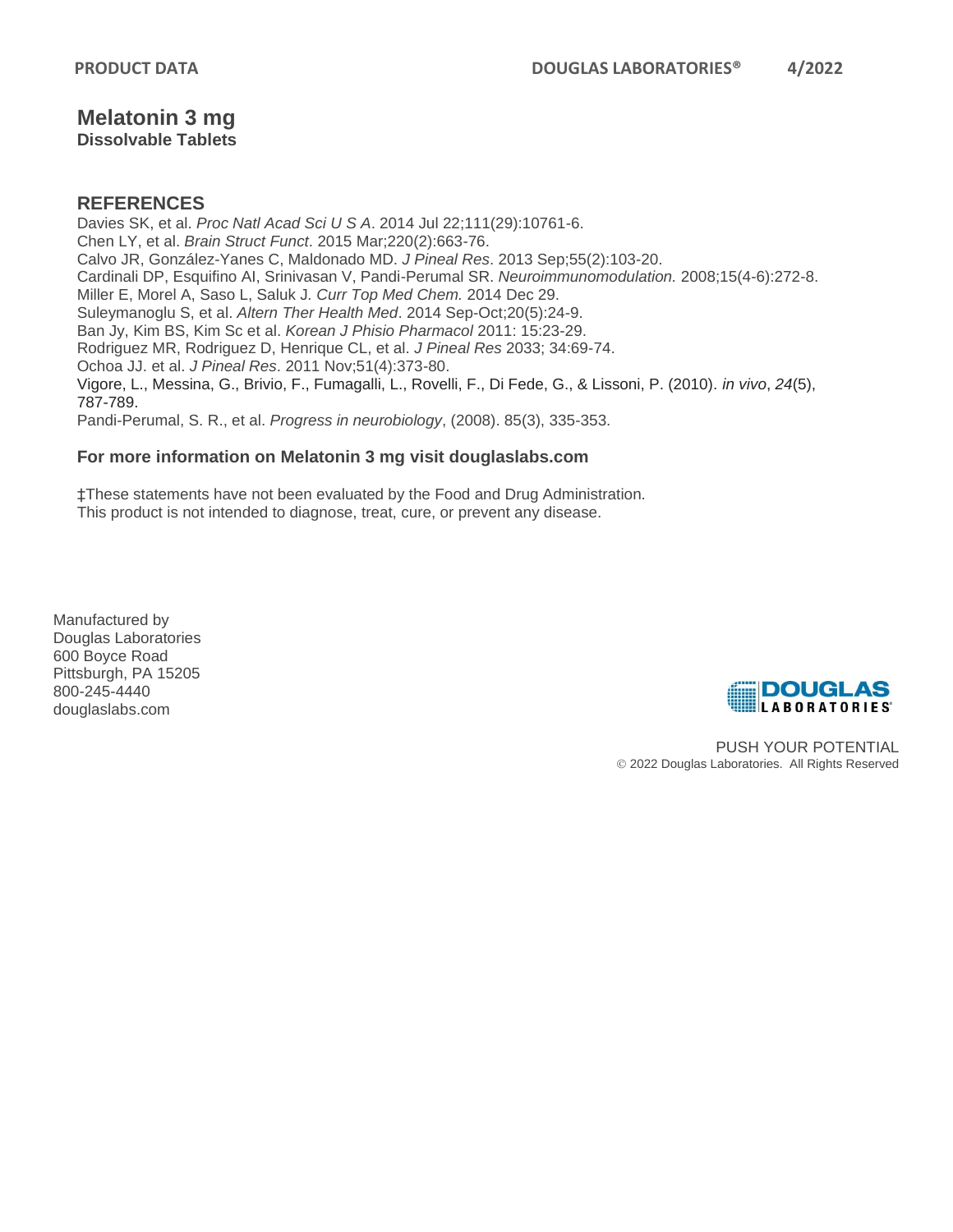# Melatonin 3 mg

**Dissolvable Tablets**

## REFERENCES

Davies SK, et al. *Proc Natl Acad Sci U S A*. 2014 Jul 22;111(29):10761-6.
Chen LY, et al. *Brain Struct Funct*. 2015 Mar;220(2):663-76.
Calvo JR, González-Yanes C, Maldonado MD. *J Pineal Res*. 2013 Sep;55(2):103-20.
Cardinali DP, Esquifino AI, Srinivasan V, Pandi-Perumal SR. *Neuroimmunomodulation.* 2008;15(4-6):272-8.
Miller E, Morel A, Saso L, Saluk J. *Curr Top Med Chem.* 2014 Dec 29.
Suleymanoglu S, et al. *Altern Ther Health Med*. 2014 Sep-Oct;20(5):24-9.
Ban Jy, Kim BS, Kim Sc et al. *Korean J Phisio Pharmacol* 2011: 15:23-29.
Rodriguez MR, Rodriguez D, Henrique CL, et al. *J Pineal Res* 2033; 34:69-74.
Ochoa JJ. et al. *J Pineal Res*. 2011 Nov;51(4):373-80.
Vigore, L., Messina, G., Brivio, F., Fumagalli, L., Rovelli, F., Di Fede, G., & Lissoni, P. (2010). *in vivo*, *24*(5), 787-789.
Pandi-Perumal, S. R., et al. *Progress in neurobiology*, (2008). 85(3), 335-353.

**For more information on Melatonin 3 mg visit douglaslabs.com**

‡These statements have not been evaluated by the Food and Drug Administration.
This product is not intended to diagnose, treat, cure, or prevent any disease.

Manufactured by
Douglas Laboratories
600 Boyce Road
Pittsburgh, PA 15205
800-245-4440
douglaslabs.com

DOUGLAS LABORATORIES®

PUSH YOUR POTENTIAL
© 2022 Douglas Laboratories. All Rights Reserved